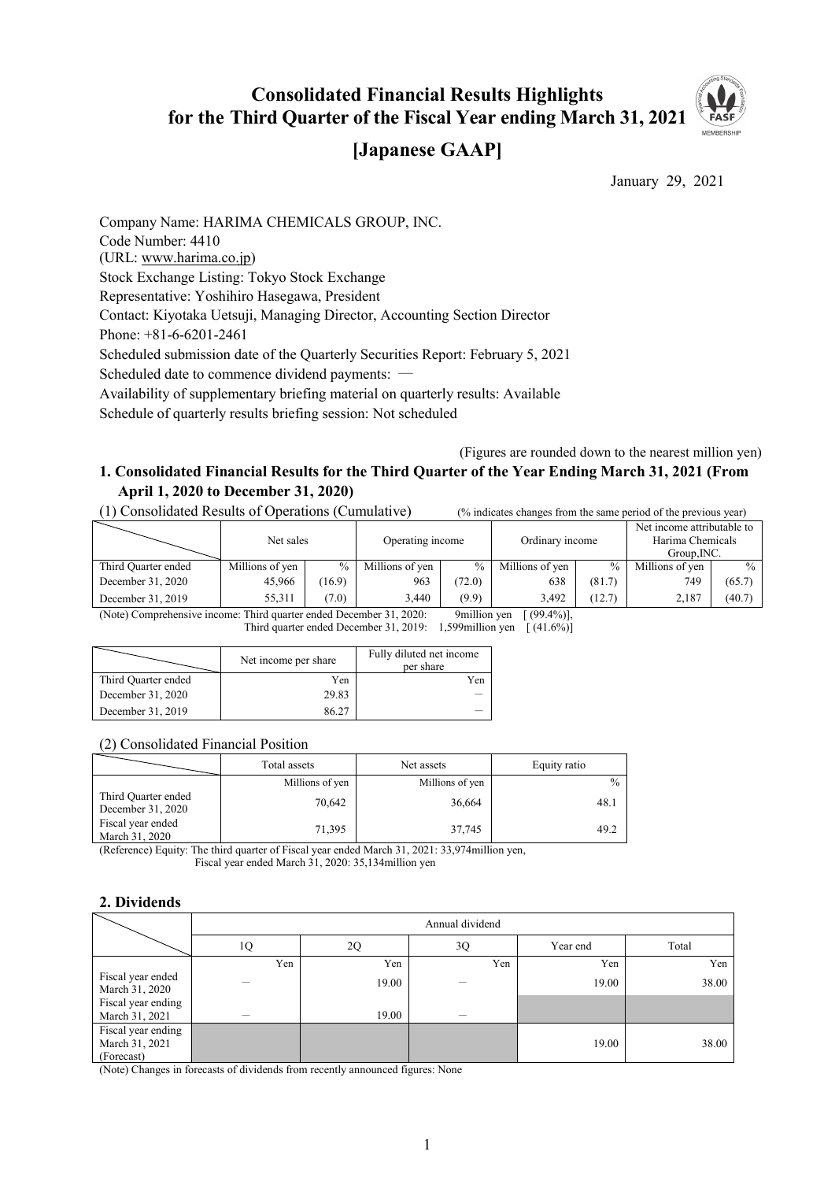# Consolidated Financial Results Highlights for the Third Quarter of the Fiscal Year ending March 31, 2021

## [Japanese GAAP]

January 29, 2021

Company Name: HARIMA CHEMICALS GROUP, INC.
Code Number: 4410
(URL: www.harima.co.jp)
Stock Exchange Listing: Tokyo Stock Exchange
Representative: Yoshihiro Hasegawa, President
Contact: Kiyotaka Uetsuji, Managing Director, Accounting Section Director
Phone: +81-6-6201-2461
Scheduled submission date of the Quarterly Securities Report: February 5, 2021
Scheduled date to commence dividend payments: —
Availability of supplementary briefing material on quarterly results: Available
Schedule of quarterly results briefing session: Not scheduled

(Figures are rounded down to the nearest million yen)

### 1. Consolidated Financial Results for the Third Quarter of the Year Ending March 31, 2021 (From April 1, 2020 to December 31, 2020)

(1) Consolidated Results of Operations (Cumulative) (% indicates changes from the same period of the previous year)

| | Net sales | | Operating income | | Ordinary income | | Net income attributable to Harima Chemicals Group,INC. | |
|---|---|---|---|---|---|---|---|---|
| Third Quarter ended | Millions of yen | % | Millions of yen | % | Millions of yen | % | Millions of yen | % |
| December 31, 2020 | 45,966 | (16.9) | 963 | (72.0) | 638 | (81.7) | 749 | (65.7) |
| December 31, 2019 | 55,311 | (7.0) | 3,440 | (9.9) | 3,492 | (12.7) | 2,187 | (40.7) |

(Note) Comprehensive income: Third quarter ended December 31, 2020: 9million yen [ (99.4%)],
Third quarter ended December 31, 2019: 1,599million yen [ (41.6%)]

| | Net income per share | Fully diluted net income per share |
|---|---|---|
| Third Quarter ended | Yen | Yen |
| December 31, 2020 | 29.83 | — |
| December 31, 2019 | 86.27 | — |

(2) Consolidated Financial Position

| | Total assets | Net assets | Equity ratio |
|---|---|---|---|
| | Millions of yen | Millions of yen | % |
| Third Quarter ended December 31, 2020 | 70,642 | 36,664 | 48.1 |
| Fiscal year ended March 31, 2020 | 71,395 | 37,745 | 49.2 |

(Reference) Equity: The third quarter of Fiscal year ended March 31, 2021: 33,974million yen,
Fiscal year ended March 31, 2020: 35,134million yen

### 2. Dividends

| | Annual dividend | | | | |
|---|---|---|---|---|---|
| | 1Q | 2Q | 3Q | Year end | Total |
| | Yen | Yen | Yen | Yen | Yen |
| Fiscal year ended March 31, 2020 | — | 19.00 | — | 19.00 | 38.00 |
| Fiscal year ending March 31, 2021 | — | 19.00 | — | | |
| Fiscal year ending March 31, 2021 (Forecast) | | | | 19.00 | 38.00 |

(Note) Changes in forecasts of dividends from recently announced figures: None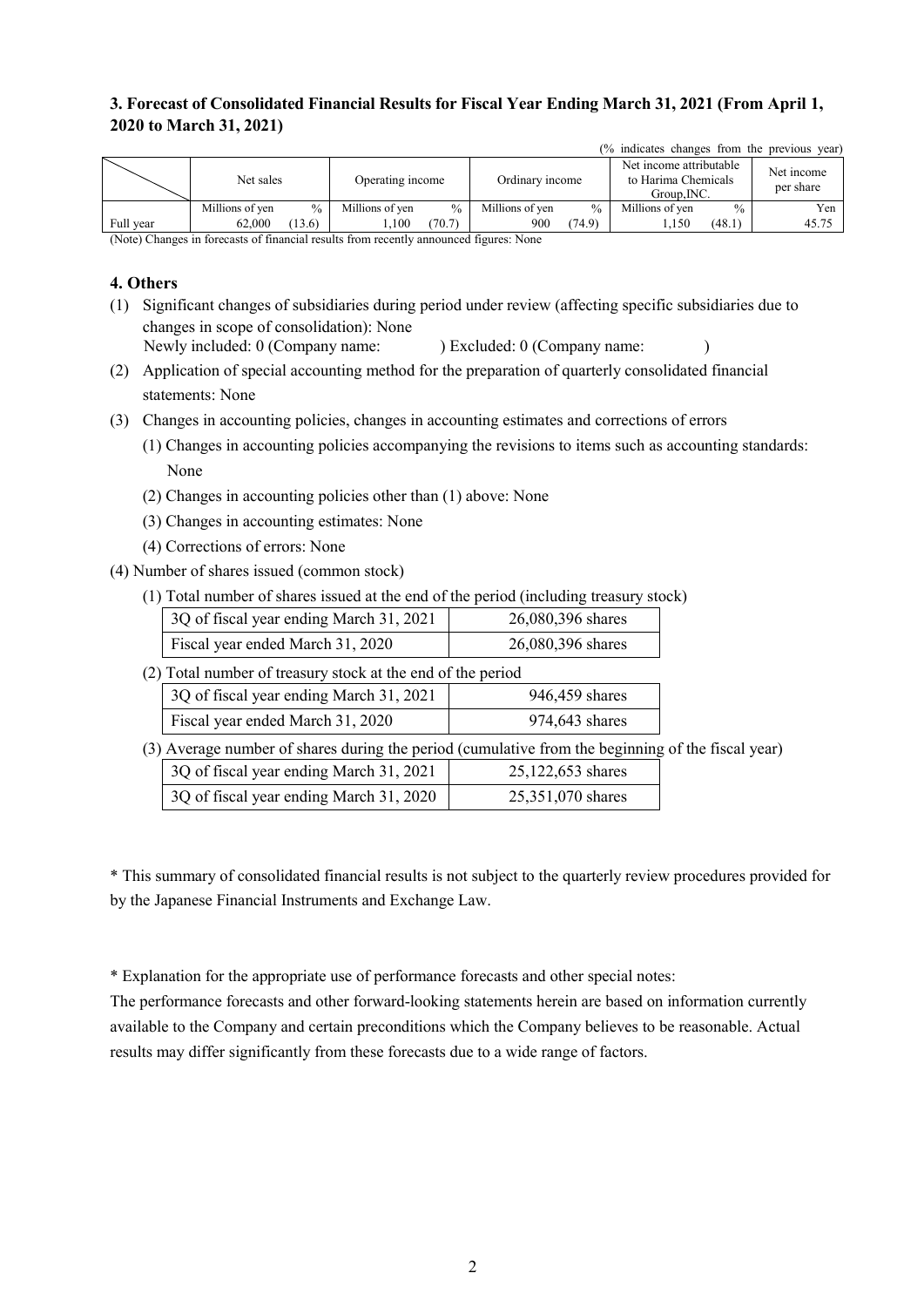### 3. Forecast of Consolidated Financial Results for Fiscal Year Ending March 31, 2021 (From April 1, 2020 to March 31, 2021)

(% indicates changes from the previous year)

| | Net sales | | Operating income | | Ordinary income | | Net income attributable to Harima Chemicals Group,INC. | | Net income per share |
|---|---|---|---|---|---|---|---|---|---|
| | Millions of yen | % | Millions of yen | % | Millions of yen | % | Millions of yen | % | Yen |
| Full year | 62,000 | (13.6) | 1,100 | (70.7) | 900 | (74.9) | 1,150 | (48.1) | 45.75 |

(Note) Changes in forecasts of financial results from recently announced figures: None

### 4. Others

(1) Significant changes of subsidiaries during period under review (affecting specific subsidiaries due to changes in scope of consolidation): None
Newly included: 0 (Company name: ) Excluded: 0 (Company name: )

(2) Application of special accounting method for the preparation of quarterly consolidated financial statements: None

(3) Changes in accounting policies, changes in accounting estimates and corrections of errors

(1) Changes in accounting policies accompanying the revisions to items such as accounting standards: None

(2) Changes in accounting policies other than (1) above: None

(3) Changes in accounting estimates: None

(4) Corrections of errors: None

(4) Number of shares issued (common stock)

(1) Total number of shares issued at the end of the period (including treasury stock)

| | |
|---|---|
| 3Q of fiscal year ending March 31, 2021 | 26,080,396 shares |
| Fiscal year ended March 31, 2020 | 26,080,396 shares |

(2) Total number of treasury stock at the end of the period

| | |
|---|---|
| 3Q of fiscal year ending March 31, 2021 | 946,459 shares |
| Fiscal year ended March 31, 2020 | 974,643 shares |

(3) Average number of shares during the period (cumulative from the beginning of the fiscal year)

| | |
|---|---|
| 3Q of fiscal year ending March 31, 2021 | 25,122,653 shares |
| 3Q of fiscal year ending March 31, 2020 | 25,351,070 shares |

* This summary of consolidated financial results is not subject to the quarterly review procedures provided for by the Japanese Financial Instruments and Exchange Law.

* Explanation for the appropriate use of performance forecasts and other special notes:
The performance forecasts and other forward-looking statements herein are based on information currently available to the Company and certain preconditions which the Company believes to be reasonable. Actual results may differ significantly from these forecasts due to a wide range of factors.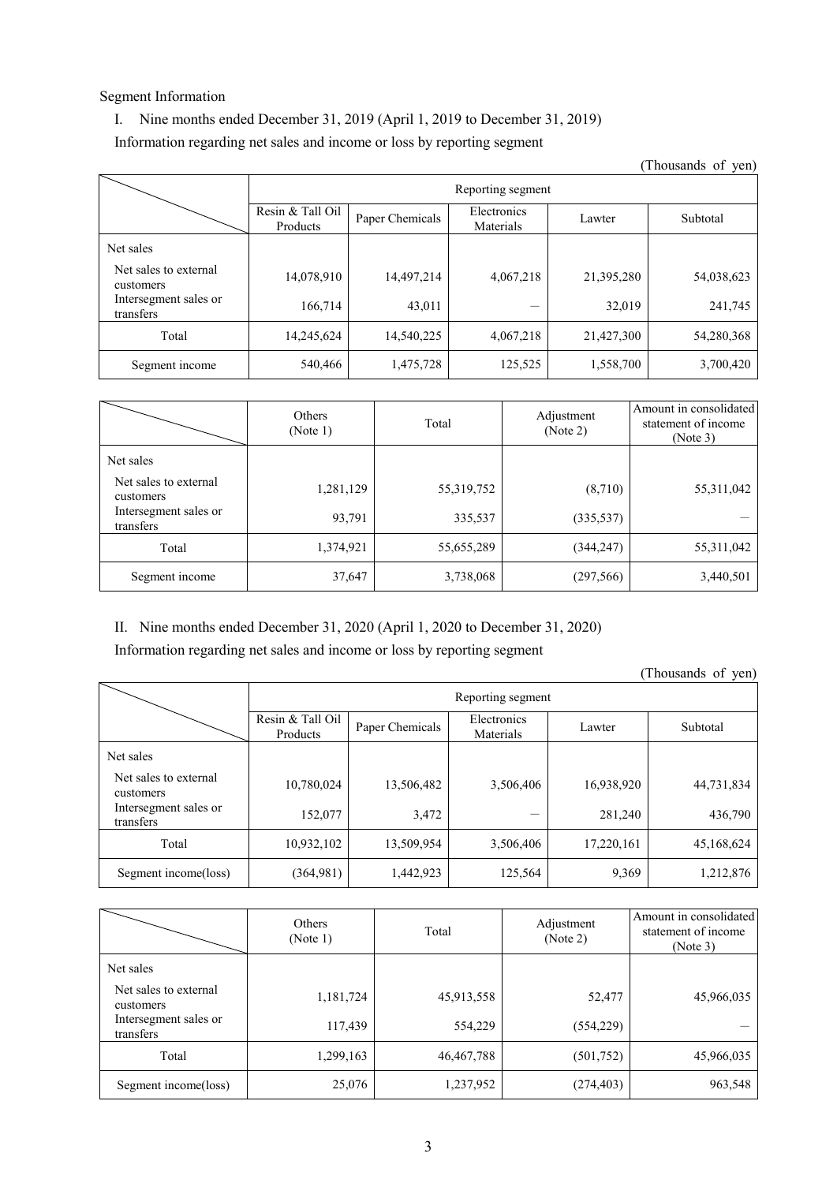Segment Information

I. Nine months ended December 31, 2019 (April 1, 2019 to December 31, 2019)

Information regarding net sales and income or loss by reporting segment

(Thousands of yen)

| | Reporting segment | | | | |
|---|---|---|---|---|---|
| | Resin & Tall Oil Products | Paper Chemicals | Electronics Materials | Lawter | Subtotal |
| Net sales | | | | | |
| Net sales to external customers | 14,078,910 | 14,497,214 | 4,067,218 | 21,395,280 | 54,038,623 |
| Intersegment sales or transfers | 166,714 | 43,011 | — | 32,019 | 241,745 |
| Total | 14,245,624 | 14,540,225 | 4,067,218 | 21,427,300 | 54,280,368 |
| Segment income | 540,466 | 1,475,728 | 125,525 | 1,558,700 | 3,700,420 |

| | Others (Note 1) | Total | Adjustment (Note 2) | Amount in consolidated statement of income (Note 3) |
|---|---|---|---|---|
| Net sales | | | | |
| Net sales to external customers | 1,281,129 | 55,319,752 | (8,710) | 55,311,042 |
| Intersegment sales or transfers | 93,791 | 335,537 | (335,537) | — |
| Total | 1,374,921 | 55,655,289 | (344,247) | 55,311,042 |
| Segment income | 37,647 | 3,738,068 | (297,566) | 3,440,501 |

II. Nine months ended December 31, 2020 (April 1, 2020 to December 31, 2020)

Information regarding net sales and income or loss by reporting segment

(Thousands of yen)

| | Reporting segment | | | | |
|---|---|---|---|---|---|
| | Resin & Tall Oil Products | Paper Chemicals | Electronics Materials | Lawter | Subtotal |
| Net sales | | | | | |
| Net sales to external customers | 10,780,024 | 13,506,482 | 3,506,406 | 16,938,920 | 44,731,834 |
| Intersegment sales or transfers | 152,077 | 3,472 | — | 281,240 | 436,790 |
| Total | 10,932,102 | 13,509,954 | 3,506,406 | 17,220,161 | 45,168,624 |
| Segment income(loss) | (364,981) | 1,442,923 | 125,564 | 9,369 | 1,212,876 |

| | Others (Note 1) | Total | Adjustment (Note 2) | Amount in consolidated statement of income (Note 3) |
|---|---|---|---|---|
| Net sales | | | | |
| Net sales to external customers | 1,181,724 | 45,913,558 | 52,477 | 45,966,035 |
| Intersegment sales or transfers | 117,439 | 554,229 | (554,229) | — |
| Total | 1,299,163 | 46,467,788 | (501,752) | 45,966,035 |
| Segment income(loss) | 25,076 | 1,237,952 | (274,403) | 963,548 |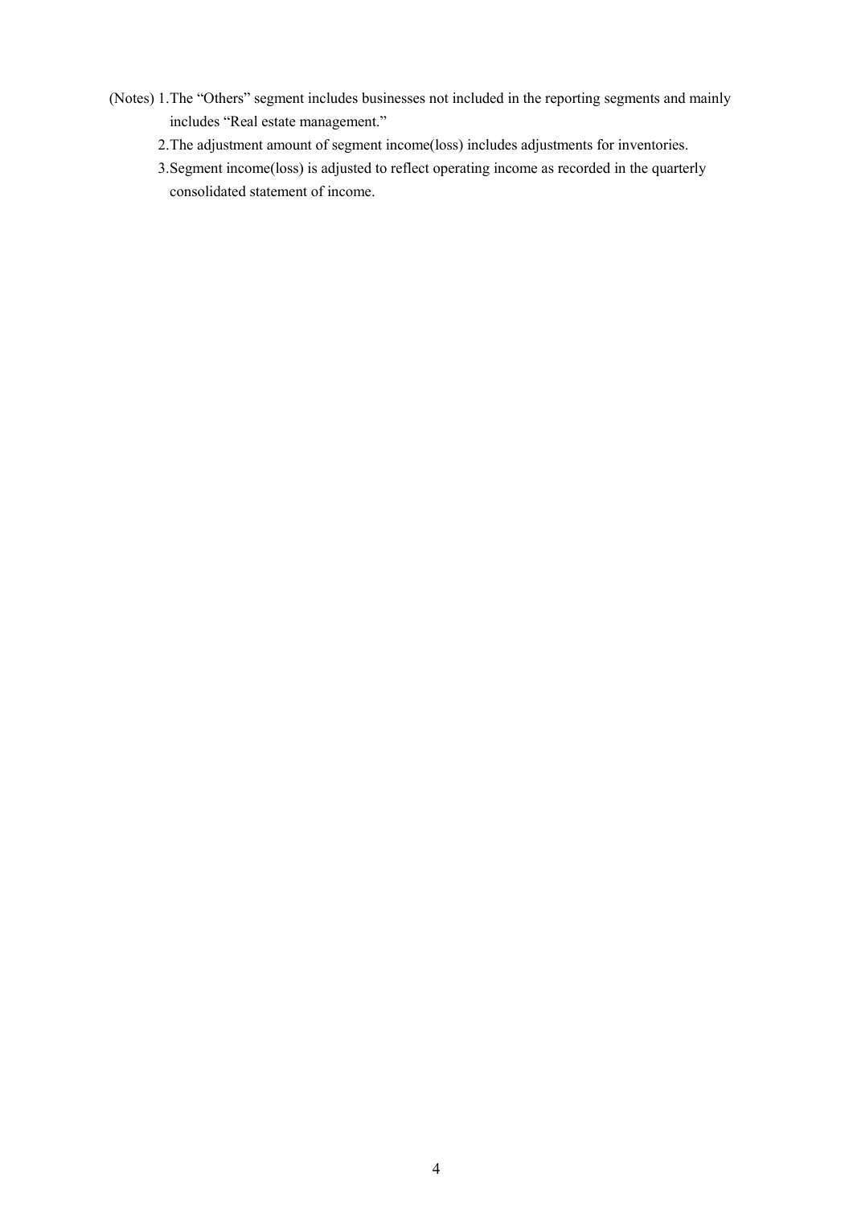(Notes) 1. The "Others" segment includes businesses not included in the reporting segments and mainly includes "Real estate management."

2. The adjustment amount of segment income(loss) includes adjustments for inventories.

3. Segment income(loss) is adjusted to reflect operating income as recorded in the quarterly consolidated statement of income.